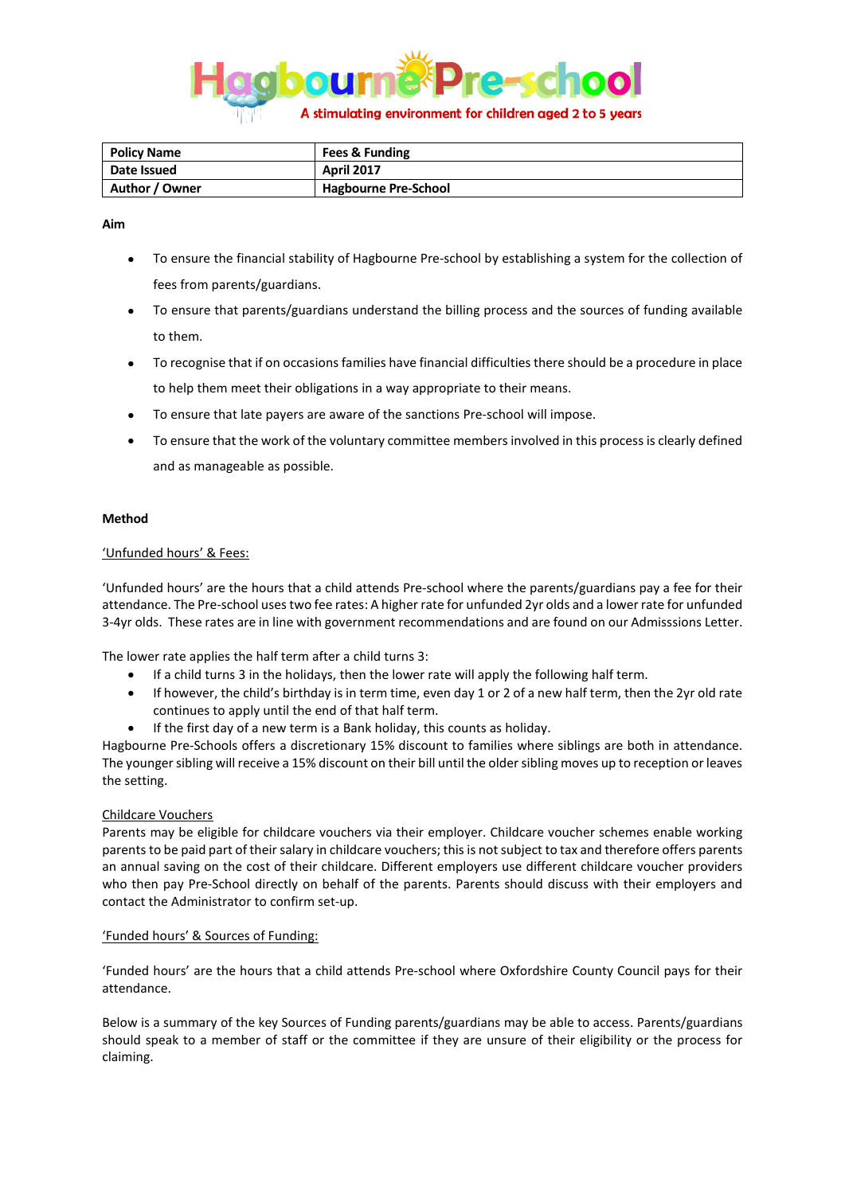# Hagbourne Pre-school

A stimulating environment for children aged 2 to 5 years

| Policy Name | Fees & Funding |
|---|---|
| Date Issued | April 2017 |
| Author / Owner | Hagbourne Pre-School |

**Aim**

- To ensure the financial stability of Hagbourne Pre-school by establishing a system for the collection of fees from parents/guardians.
- To ensure that parents/guardians understand the billing process and the sources of funding available to them.
- To recognise that if on occasions families have financial difficulties there should be a procedure in place to help them meet their obligations in a way appropriate to their means.
- To ensure that late payers are aware of the sanctions Pre-school will impose.
- To ensure that the work of the voluntary committee members involved in this process is clearly defined and as manageable as possible.

**Method**

'Unfunded hours' & Fees:

'Unfunded hours' are the hours that a child attends Pre-school where the parents/guardians pay a fee for their attendance. The Pre-school uses two fee rates: A higher rate for unfunded 2yr olds and a lower rate for unfunded 3-4yr olds. These rates are in line with government recommendations and are found on our Admisssions Letter.

The lower rate applies the half term after a child turns 3:

- If a child turns 3 in the holidays, then the lower rate will apply the following half term.
- If however, the child's birthday is in term time, even day 1 or 2 of a new half term, then the 2yr old rate continues to apply until the end of that half term.
- If the first day of a new term is a Bank holiday, this counts as holiday.

Hagbourne Pre-Schools offers a discretionary 15% discount to families where siblings are both in attendance. The younger sibling will receive a 15% discount on their bill until the older sibling moves up to reception or leaves the setting.

Childcare Vouchers

Parents may be eligible for childcare vouchers via their employer. Childcare voucher schemes enable working parents to be paid part of their salary in childcare vouchers; this is not subject to tax and therefore offers parents an annual saving on the cost of their childcare. Different employers use different childcare voucher providers who then pay Pre-School directly on behalf of the parents. Parents should discuss with their employers and contact the Administrator to confirm set-up.

'Funded hours' & Sources of Funding:

'Funded hours' are the hours that a child attends Pre-school where Oxfordshire County Council pays for their attendance.

Below is a summary of the key Sources of Funding parents/guardians may be able to access. Parents/guardians should speak to a member of staff or the committee if they are unsure of their eligibility or the process for claiming.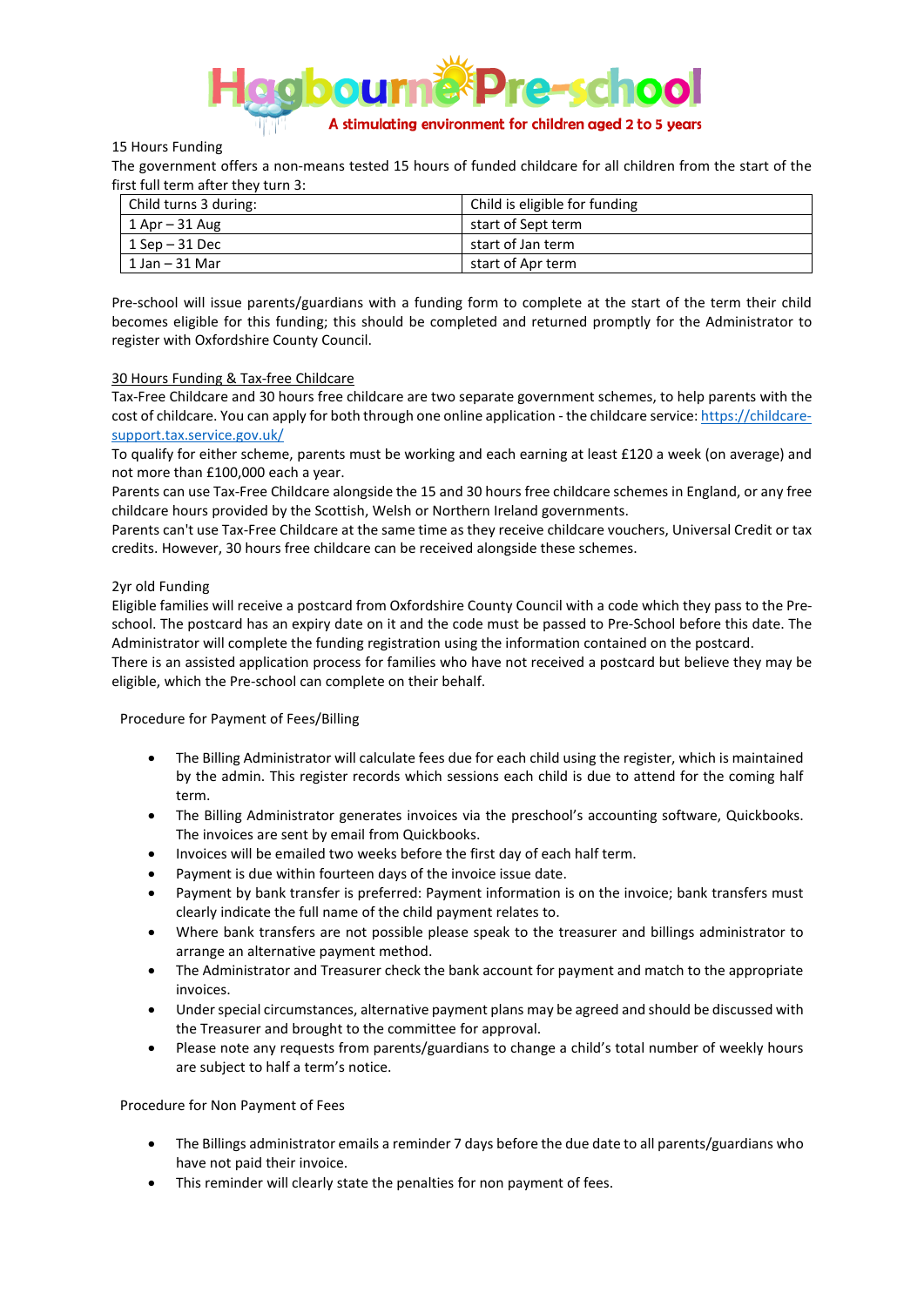15 Hours Funding

The government offers a non-means tested 15 hours of funded childcare for all children from the start of the first full term after they turn 3:

| Child turns 3 during: | Child is eligible for funding |
|---|---|
| 1 Apr – 31 Aug | start of Sept term |
| 1 Sep – 31 Dec | start of Jan term |
| 1 Jan – 31 Mar | start of Apr term |

Pre-school will issue parents/guardians with a funding form to complete at the start of the term their child becomes eligible for this funding; this should be completed and returned promptly for the Administrator to register with Oxfordshire County Council.

30 Hours Funding & Tax-free Childcare

Tax-Free Childcare and 30 hours free childcare are two separate government schemes, to help parents with the cost of childcare. You can apply for both through one online application - the childcare service: https://childcare-support.tax.service.gov.uk/

To qualify for either scheme, parents must be working and each earning at least £120 a week (on average) and not more than £100,000 each a year.

Parents can use Tax-Free Childcare alongside the 15 and 30 hours free childcare schemes in England, or any free childcare hours provided by the Scottish, Welsh or Northern Ireland governments.

Parents can't use Tax-Free Childcare at the same time as they receive childcare vouchers, Universal Credit or tax credits. However, 30 hours free childcare can be received alongside these schemes.

2yr old Funding

Eligible families will receive a postcard from Oxfordshire County Council with a code which they pass to the Pre-school. The postcard has an expiry date on it and the code must be passed to Pre-School before this date. The Administrator will complete the funding registration using the information contained on the postcard.

There is an assisted application process for families who have not received a postcard but believe they may be eligible, which the Pre-school can complete on their behalf.

Procedure for Payment of Fees/Billing

- The Billing Administrator will calculate fees due for each child using the register, which is maintained by the admin. This register records which sessions each child is due to attend for the coming half term.
- The Billing Administrator generates invoices via the preschool's accounting software, Quickbooks. The invoices are sent by email from Quickbooks.
- Invoices will be emailed two weeks before the first day of each half term.
- Payment is due within fourteen days of the invoice issue date.
- Payment by bank transfer is preferred: Payment information is on the invoice; bank transfers must clearly indicate the full name of the child payment relates to.
- Where bank transfers are not possible please speak to the treasurer and billings administrator to arrange an alternative payment method.
- The Administrator and Treasurer check the bank account for payment and match to the appropriate invoices.
- Under special circumstances, alternative payment plans may be agreed and should be discussed with the Treasurer and brought to the committee for approval.
- Please note any requests from parents/guardians to change a child's total number of weekly hours are subject to half a term's notice.

Procedure for Non Payment of Fees

- The Billings administrator emails a reminder 7 days before the due date to all parents/guardians who have not paid their invoice.
- This reminder will clearly state the penalties for non payment of fees.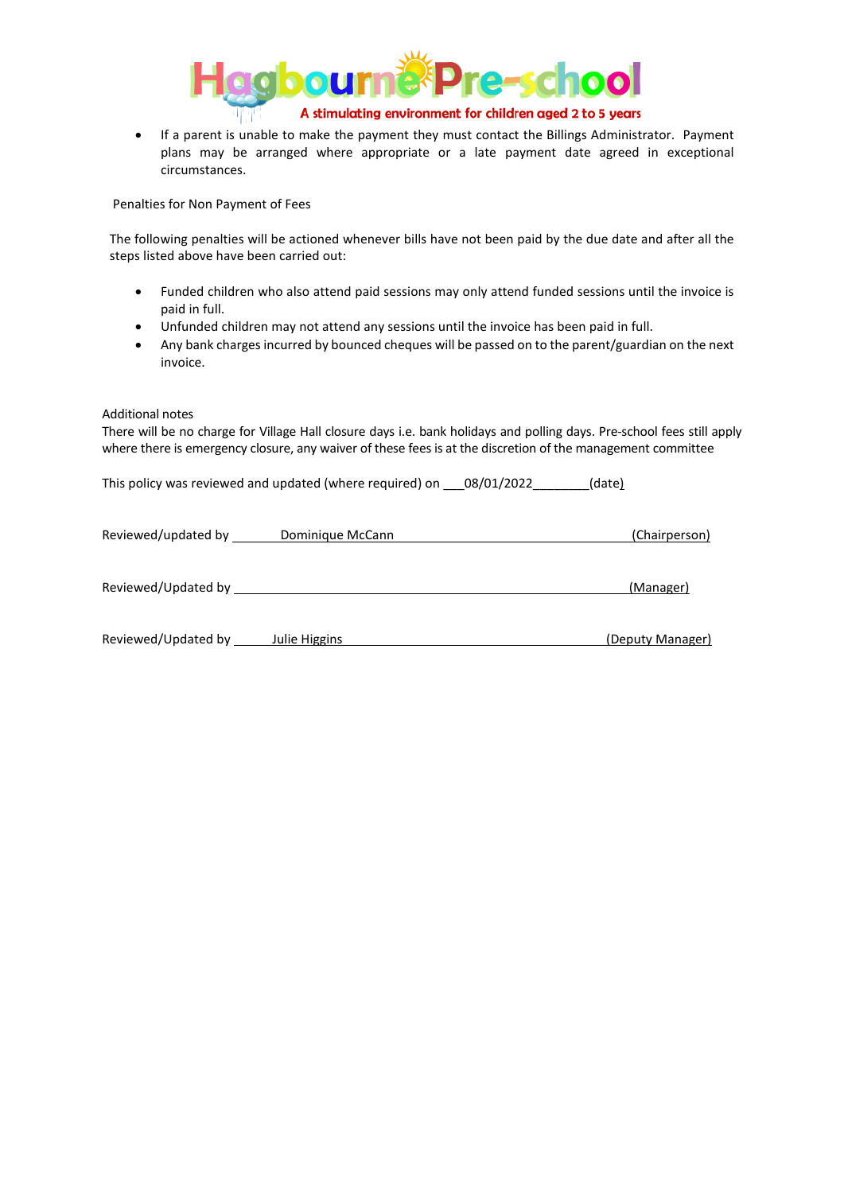- If a parent is unable to make the payment they must contact the Billings Administrator. Payment plans may be arranged where appropriate or a late payment date agreed in exceptional circumstances.

Penalties for Non Payment of Fees

The following penalties will be actioned whenever bills have not been paid by the due date and after all the steps listed above have been carried out:

- Funded children who also attend paid sessions may only attend funded sessions until the invoice is paid in full.
- Unfunded children may not attend any sessions until the invoice has been paid in full.
- Any bank charges incurred by bounced cheques will be passed on to the parent/guardian on the next invoice.

Additional notes

There will be no charge for Village Hall closure days i.e. bank holidays and polling days. Pre-school fees still apply where there is emergency closure, any waiver of these fees is at the discretion of the management committee

This policy was reviewed and updated (where required) on ___08/01/2022________(date)

Reviewed/updated by Dominique McCann (Chairperson)

Reviewed/Updated by ____________________ (Manager)

Reviewed/Updated by Julie Higgins (Deputy Manager)